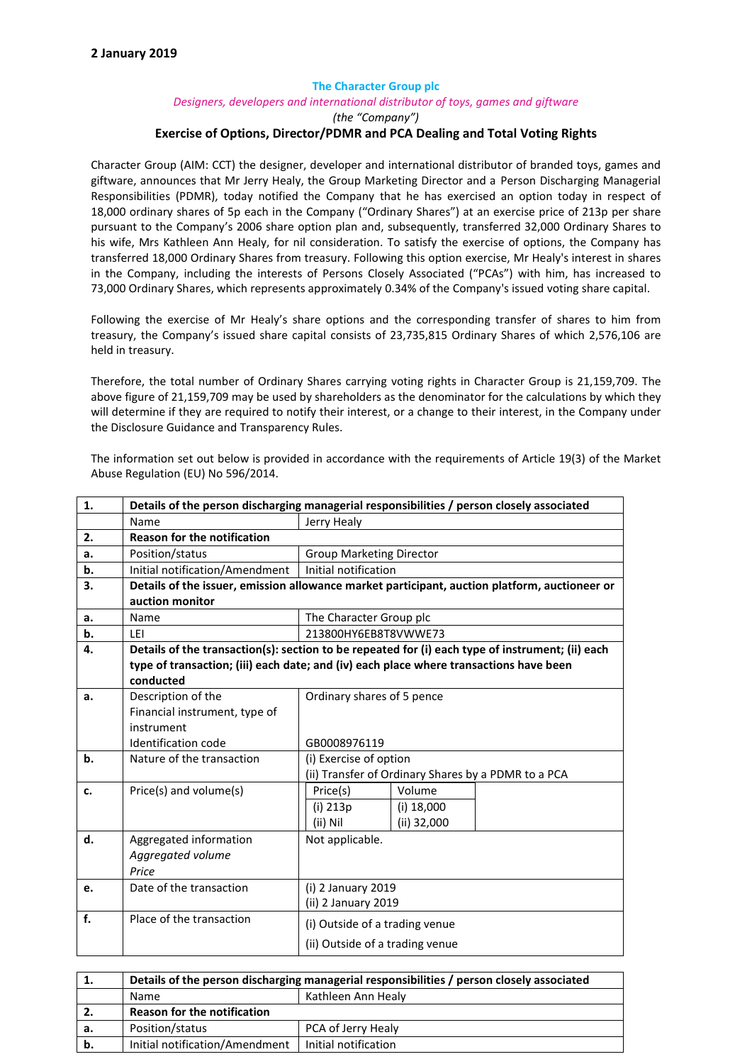**2 January 2019**

**The Character Group plc**

*Designers, developers and international distributor of toys, games and giftware*

*(the "Company")*

**Exercise of Options, Director/PDMR and PCA Dealing and Total Voting Rights**

Character Group (AIM: CCT) the designer, developer and international distributor of branded toys, games and giftware, announces that Mr Jerry Healy, the Group Marketing Director and a Person Discharging Managerial Responsibilities (PDMR), today notified the Company that he has exercised an option today in respect of 18,000 ordinary shares of 5p each in the Company ("Ordinary Shares") at an exercise price of 213p per share pursuant to the Company's 2006 share option plan and, subsequently, transferred 32,000 Ordinary Shares to his wife, Mrs Kathleen Ann Healy, for nil consideration. To satisfy the exercise of options, the Company has transferred 18,000 Ordinary Shares from treasury. Following this option exercise, Mr Healy's interest in shares in the Company, including the interests of Persons Closely Associated ("PCAs") with him, has increased to 73,000 Ordinary Shares, which represents approximately 0.34% of the Company's issued voting share capital.

Following the exercise of Mr Healy's share options and the corresponding transfer of shares to him from treasury, the Company's issued share capital consists of 23,735,815 Ordinary Shares of which 2,576,106 are held in treasury.

Therefore, the total number of Ordinary Shares carrying voting rights in Character Group is 21,159,709. The above figure of 21,159,709 may be used by shareholders as the denominator for the calculations by which they will determine if they are required to notify their interest, or a change to their interest, in the Company under the Disclosure Guidance and Transparency Rules.

The information set out below is provided in accordance with the requirements of Article 19(3) of the Market Abuse Regulation (EU) No 596/2014.

| **1.** | **Details of the person discharging managerial responsibilities / person closely associated** | |
|---|---|---|
| | Name | Jerry Healy |
| **2.** | **Reason for the notification** | |
| **a.** | Position/status | Group Marketing Director |
| **b.** | Initial notification/Amendment | Initial notification |
| **3.** | **Details of the issuer, emission allowance market participant, auction platform, auctioneer or auction monitor** | |
| **a.** | Name | The Character Group plc |
| **b.** | LEI | 213800HY6EB8T8VWWE73 |
| **4.** | **Details of the transaction(s): section to be repeated for (i) each type of instrument; (ii) each type of transaction; (iii) each date; and (iv) each place where transactions have been conducted** | |
| **a.** | Description of the Financial instrument, type of instrument<br>Identification code | Ordinary shares of 5 pence<br><br>GB0008976119 |
| **b.** | Nature of the transaction | (i) Exercise of option<br>(ii) Transfer of Ordinary Shares by a PDMR to a PCA |
| **c.** | Price(s) and volume(s) | Price(s): (i) 213p; (ii) Nil<br>Volume: (i) 18,000; (ii) 32,000 |
| **d.** | Aggregated information<br>*Aggregated volume*<br>*Price* | Not applicable. |
| **e.** | Date of the transaction | (i) 2 January 2019<br>(ii) 2 January 2019 |
| **f.** | Place of the transaction | (i) Outside of a trading venue<br>(ii) Outside of a trading venue |

| **1.** | **Details of the person discharging managerial responsibilities / person closely associated** | |
|---|---|---|
| | Name | Kathleen Ann Healy |
| **2.** | **Reason for the notification** | |
| **a.** | Position/status | PCA of Jerry Healy |
| **b.** | Initial notification/Amendment | Initial notification |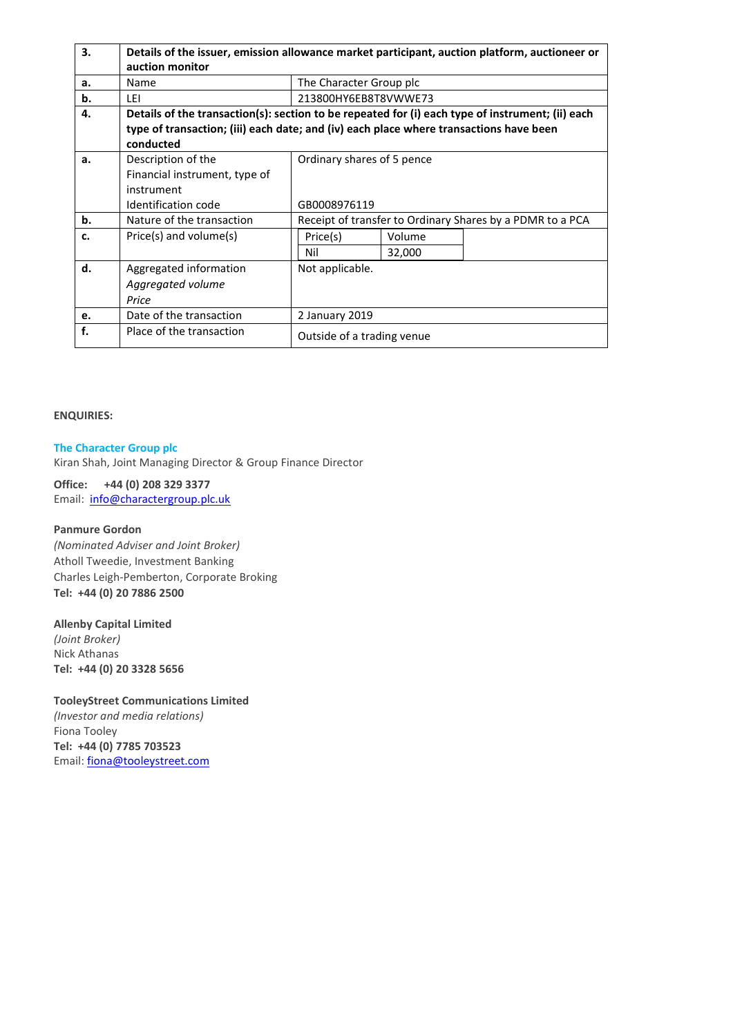| | | |
|---|---|---|
| **3.** | **Details of the issuer, emission allowance market participant, auction platform, auctioneer or auction monitor** | |
| **a.** | Name | The Character Group plc |
| **b.** | LEI | 213800HY6EB8T8VWWE73 |
| **4.** | **Details of the transaction(s): section to be repeated for (i) each type of instrument; (ii) each type of transaction; (iii) each date; and (iv) each place where transactions have been conducted** | |
| **a.** | Description of the Financial instrument, type of instrument<br>Identification code | Ordinary shares of 5 pence<br><br>GB0008976119 |
| **b.** | Nature of the transaction | Receipt of transfer to Ordinary Shares by a PDMR to a PCA |
| **c.** | Price(s) and volume(s) | Price(s): Nil<br>Volume: 32,000 |
| **d.** | Aggregated information<br>*Aggregated volume*<br>*Price* | Not applicable. |
| **e.** | Date of the transaction | 2 January 2019 |
| **f.** | Place of the transaction | Outside of a trading venue |

**ENQUIRIES:**

**The Character Group plc**
Kiran Shah, Joint Managing Director & Group Finance Director

**Office:** **+44 (0) 208 329 3377**
Email: info@charactergroup.plc.uk

**Panmure Gordon**
*(Nominated Adviser and Joint Broker)*
Atholl Tweedie, Investment Banking
Charles Leigh-Pemberton, Corporate Broking
**Tel: +44 (0) 20 7886 2500**

**Allenby Capital Limited**
*(Joint Broker)*
Nick Athanas
**Tel: +44 (0) 20 3328 5656**

**TooleyStreet Communications Limited**
*(Investor and media relations)*
Fiona Tooley
**Tel: +44 (0) 7785 703523**
Email: fiona@tooleystreet.com